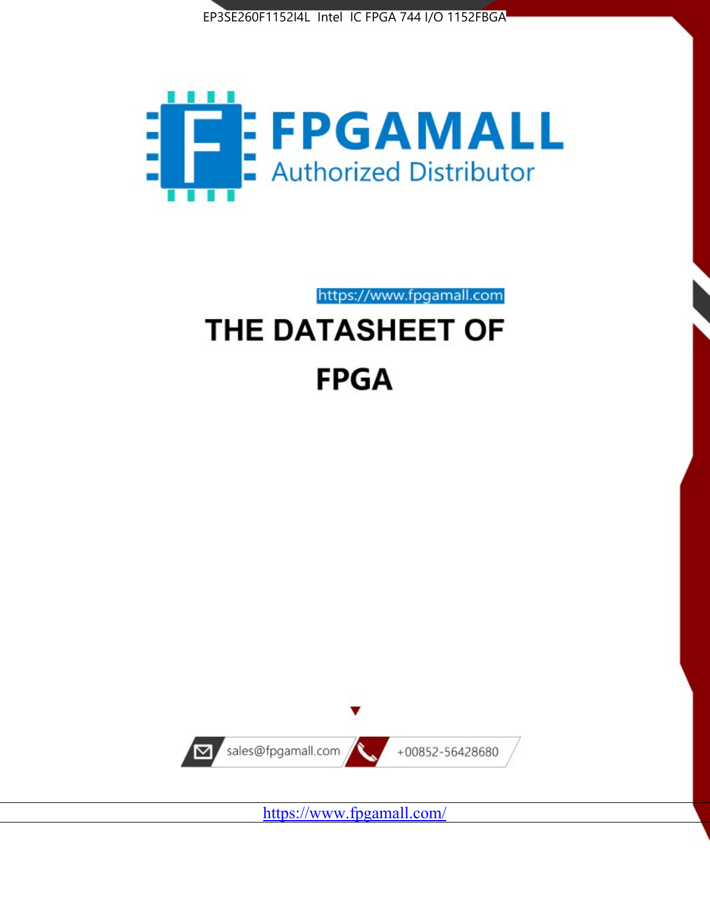EP3SE260F1152I4L Intel IC FPGA 744 I/O 1152FBGA

FPGAMALL

Authorized Distributor

https://www.fpgamall.com

# THE DATASHEET OF

# FPGA

sales@fpgamall.com

+00852-56428680

https://www.fpgamall.com/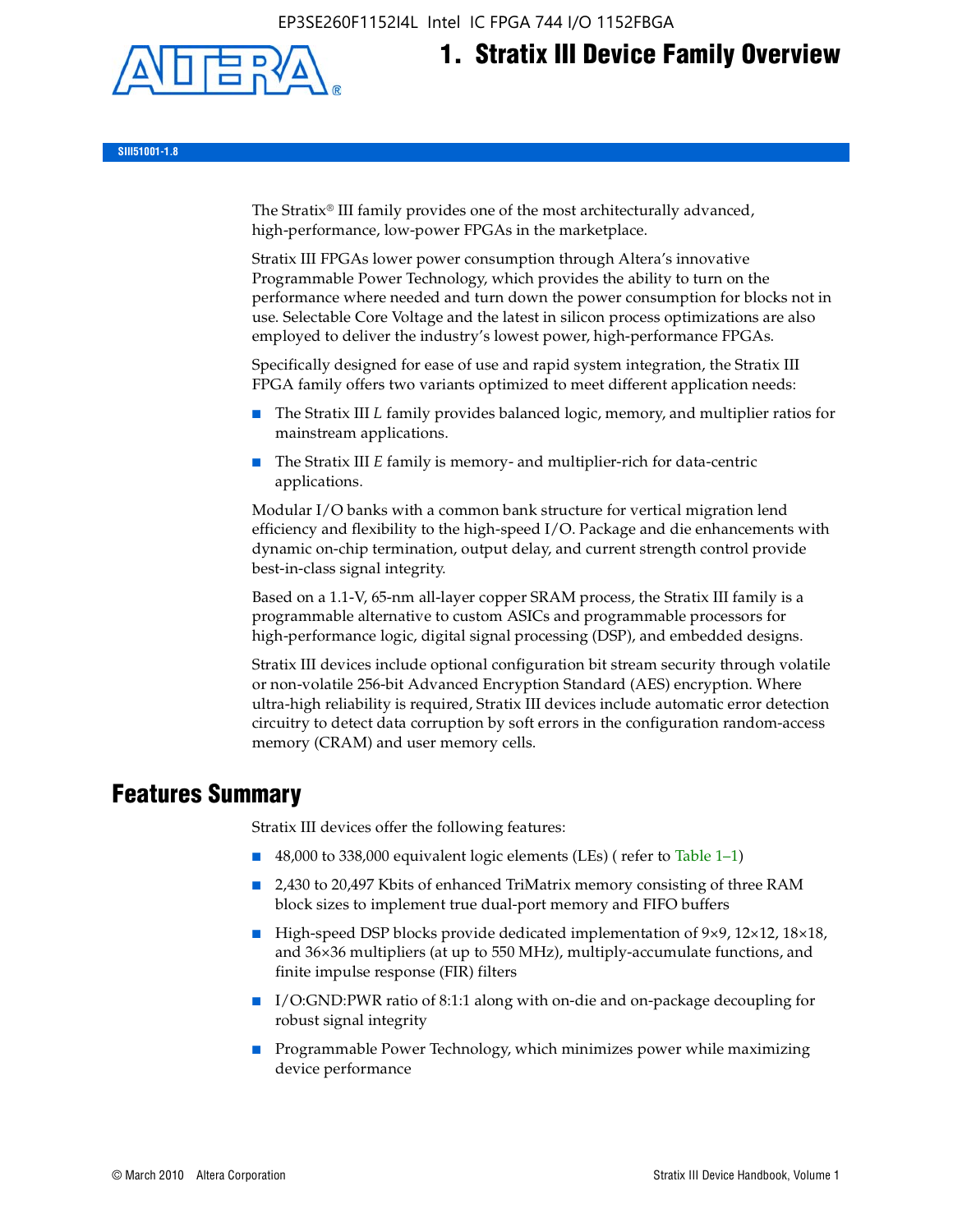# 1. Stratix III Device Family Overview

SIII51001-1.8

The Stratix® III family provides one of the most architecturally advanced, high-performance, low-power FPGAs in the marketplace.

Stratix III FPGAs lower power consumption through Altera's innovative Programmable Power Technology, which provides the ability to turn on the performance where needed and turn down the power consumption for blocks not in use. Selectable Core Voltage and the latest in silicon process optimizations are also employed to deliver the industry's lowest power, high-performance FPGAs.

Specifically designed for ease of use and rapid system integration, the Stratix III FPGA family offers two variants optimized to meet different application needs:

- The Stratix III *L* family provides balanced logic, memory, and multiplier ratios for mainstream applications.
- The Stratix III *E* family is memory- and multiplier-rich for data-centric applications.

Modular I/O banks with a common bank structure for vertical migration lend efficiency and flexibility to the high-speed I/O. Package and die enhancements with dynamic on-chip termination, output delay, and current strength control provide best-in-class signal integrity.

Based on a 1.1-V, 65-nm all-layer copper SRAM process, the Stratix III family is a programmable alternative to custom ASICs and programmable processors for high-performance logic, digital signal processing (DSP), and embedded designs.

Stratix III devices include optional configuration bit stream security through volatile or non-volatile 256-bit Advanced Encryption Standard (AES) encryption. Where ultra-high reliability is required, Stratix III devices include automatic error detection circuitry to detect data corruption by soft errors in the configuration random-access memory (CRAM) and user memory cells.

## Features Summary

Stratix III devices offer the following features:

- 48,000 to 338,000 equivalent logic elements (LEs) ( refer to Table 1–1)
- 2,430 to 20,497 Kbits of enhanced TriMatrix memory consisting of three RAM block sizes to implement true dual-port memory and FIFO buffers
- High-speed DSP blocks provide dedicated implementation of 9×9, 12×12, 18×18, and 36×36 multipliers (at up to 550 MHz), multiply-accumulate functions, and finite impulse response (FIR) filters
- I/O:GND:PWR ratio of 8:1:1 along with on-die and on-package decoupling for robust signal integrity
- Programmable Power Technology, which minimizes power while maximizing device performance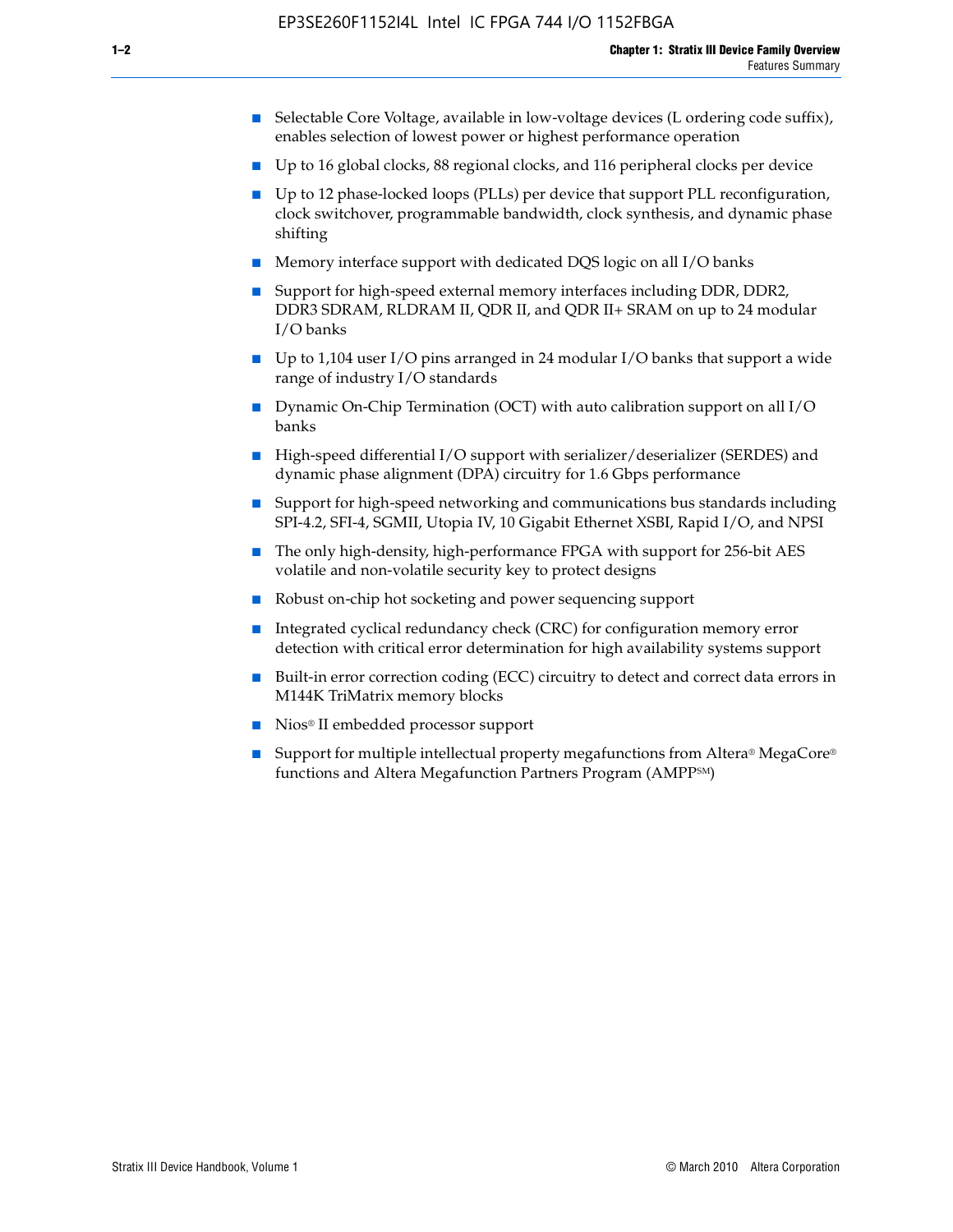- Selectable Core Voltage, available in low-voltage devices (L ordering code suffix), enables selection of lowest power or highest performance operation
- Up to 16 global clocks, 88 regional clocks, and 116 peripheral clocks per device
- Up to 12 phase-locked loops (PLLs) per device that support PLL reconfiguration, clock switchover, programmable bandwidth, clock synthesis, and dynamic phase shifting
- Memory interface support with dedicated DQS logic on all I/O banks
- Support for high-speed external memory interfaces including DDR, DDR2, DDR3 SDRAM, RLDRAM II, QDR II, and QDR II+ SRAM on up to 24 modular I/O banks
- Up to 1,104 user I/O pins arranged in 24 modular I/O banks that support a wide range of industry I/O standards
- Dynamic On-Chip Termination (OCT) with auto calibration support on all I/O banks
- High-speed differential I/O support with serializer/deserializer (SERDES) and dynamic phase alignment (DPA) circuitry for 1.6 Gbps performance
- Support for high-speed networking and communications bus standards including SPI-4.2, SFI-4, SGMII, Utopia IV, 10 Gigabit Ethernet XSBI, Rapid I/O, and NPSI
- The only high-density, high-performance FPGA with support for 256-bit AES volatile and non-volatile security key to protect designs
- Robust on-chip hot socketing and power sequencing support
- Integrated cyclical redundancy check (CRC) for configuration memory error detection with critical error determination for high availability systems support
- Built-in error correction coding (ECC) circuitry to detect and correct data errors in M144K TriMatrix memory blocks
- Nios® II embedded processor support
- Support for multiple intellectual property megafunctions from Altera® MegaCore® functions and Altera Megafunction Partners Program (AMPP℠)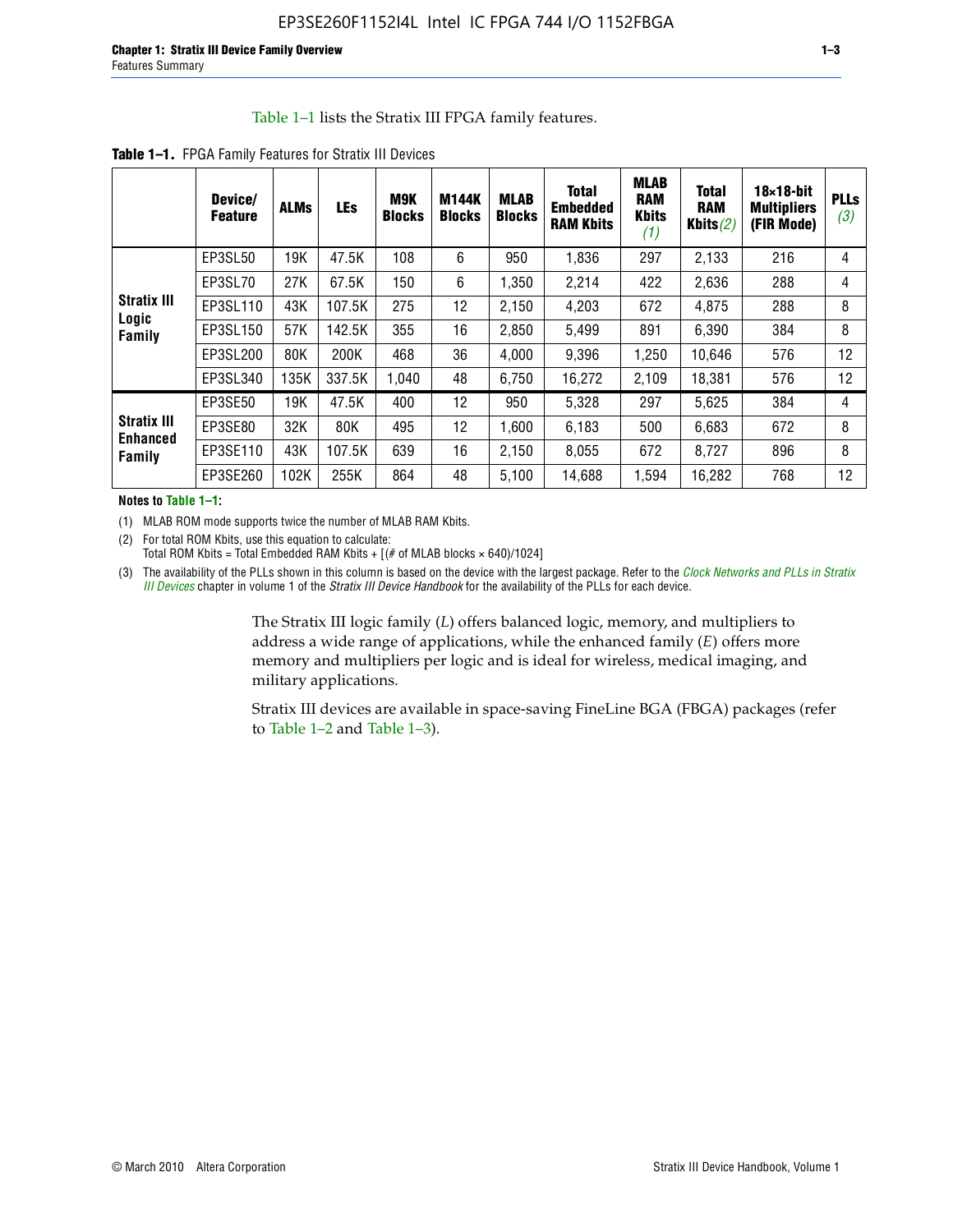Table 1–1 lists the Stratix III FPGA family features.

**Table 1–1.** FPGA Family Features for Stratix III Devices

| | Device/ Feature | ALMs | LEs | M9K Blocks | M144K Blocks | MLAB Blocks | Total Embedded RAM Kbits | MLAB RAM Kbits *(1)* | Total RAM Kbits *(2)* | 18×18-bit Multipliers (FIR Mode) | PLLs *(3)* |
|---|---|---|---|---|---|---|---|---|---|---|---|
| **Stratix III Logic Family** | EP3SL50 | 19K | 47.5K | 108 | 6 | 950 | 1,836 | 297 | 2,133 | 216 | 4 |
| | EP3SL70 | 27K | 67.5K | 150 | 6 | 1,350 | 2,214 | 422 | 2,636 | 288 | 4 |
| | EP3SL110 | 43K | 107.5K | 275 | 12 | 2,150 | 4,203 | 672 | 4,875 | 288 | 8 |
| | EP3SL150 | 57K | 142.5K | 355 | 16 | 2,850 | 5,499 | 891 | 6,390 | 384 | 8 |
| | EP3SL200 | 80K | 200K | 468 | 36 | 4,000 | 9,396 | 1,250 | 10,646 | 576 | 12 |
| | EP3SL340 | 135K | 337.5K | 1,040 | 48 | 6,750 | 16,272 | 2,109 | 18,381 | 576 | 12 |
| **Stratix III Enhanced Family** | EP3SE50 | 19K | 47.5K | 400 | 12 | 950 | 5,328 | 297 | 5,625 | 384 | 4 |
| | EP3SE80 | 32K | 80K | 495 | 12 | 1,600 | 6,183 | 500 | 6,683 | 672 | 8 |
| | EP3SE110 | 43K | 107.5K | 639 | 16 | 2,150 | 8,055 | 672 | 8,727 | 896 | 8 |
| | EP3SE260 | 102K | 255K | 864 | 48 | 5,100 | 14,688 | 1,594 | 16,282 | 768 | 12 |

**Notes to Table 1–1:**

(1) MLAB ROM mode supports twice the number of MLAB RAM Kbits.

(2) For total ROM Kbits, use this equation to calculate:
Total ROM Kbits = Total Embedded RAM Kbits + [(# of MLAB blocks × 640)/1024]

(3) The availability of the PLLs shown in this column is based on the device with the largest package. Refer to the *Clock Networks and PLLs in Stratix III Devices* chapter in volume 1 of the *Stratix III Device Handbook* for the availability of the PLLs for each device.

The Stratix III logic family (*L*) offers balanced logic, memory, and multipliers to address a wide range of applications, while the enhanced family (*E*) offers more memory and multipliers per logic and is ideal for wireless, medical imaging, and military applications.

Stratix III devices are available in space-saving FineLine BGA (FBGA) packages (refer to Table 1–2 and Table 1–3).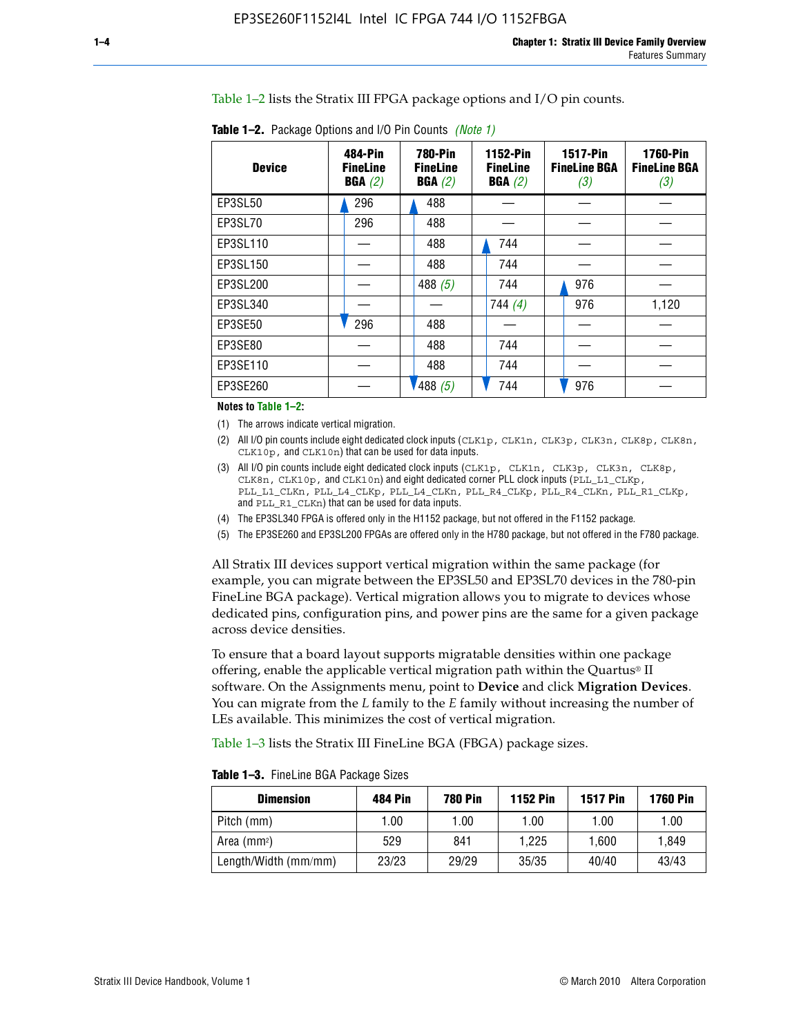Table 1–2 lists the Stratix III FPGA package options and I/O pin counts.

**Table 1–2.** Package Options and I/O Pin Counts *(Note 1)*

| Device | 484-Pin FineLine BGA *(2)* | 780-Pin FineLine BGA *(2)* | 1152-Pin FineLine BGA *(2)* | 1517-Pin FineLine BGA *(3)* | 1760-Pin FineLine BGA *(3)* |
|---|---|---|---|---|---|
| EP3SL50 | 296 | 488 | — | — | — |
| EP3SL70 | 296 | 488 | — | — | — |
| EP3SL110 | — | 488 | 744 | — | — |
| EP3SL150 | — | 488 | 744 | — | — |
| EP3SL200 | — | 488 *(5)* | 744 | 976 | — |
| EP3SL340 | — | — | 744 *(4)* | 976 | 1,120 |
| EP3SE50 | 296 | 488 | — | — | — |
| EP3SE80 | — | 488 | 744 | — | — |
| EP3SE110 | — | 488 | 744 | — | — |
| EP3SE260 | — | 488 *(5)* | 744 | 976 | — |

**Notes to Table 1–2:**

(1) The arrows indicate vertical migration.

(2) All I/O pin counts include eight dedicated clock inputs (CLK1p, CLK1n, CLK3p, CLK3n, CLK8p, CLK8n, CLK10p, and CLK10n) that can be used for data inputs.

(3) All I/O pin counts include eight dedicated clock inputs (CLK1p, CLK1n, CLK3p, CLK3n, CLK8p, CLK8n, CLK10p, and CLK10n) and eight dedicated corner PLL clock inputs (PLL_L1_CLKp, PLL_L1_CLKn, PLL_L4_CLKp, PLL_L4_CLKn, PLL_R4_CLKp, PLL_R4_CLKn, PLL_R1_CLKp, and PLL_R1_CLKn) that can be used for data inputs.

(4) The EP3SL340 FPGA is offered only in the H1152 package, but not offered in the F1152 package.

(5) The EP3SE260 and EP3SL200 FPGAs are offered only in the H780 package, but not offered in the F780 package.

All Stratix III devices support vertical migration within the same package (for example, you can migrate between the EP3SL50 and EP3SL70 devices in the 780-pin FineLine BGA package). Vertical migration allows you to migrate to devices whose dedicated pins, configuration pins, and power pins are the same for a given package across device densities.

To ensure that a board layout supports migratable densities within one package offering, enable the applicable vertical migration path within the Quartus® II software. On the Assignments menu, point to **Device** and click **Migration Devices**. You can migrate from the *L* family to the *E* family without increasing the number of LEs available. This minimizes the cost of vertical migration.

Table 1–3 lists the Stratix III FineLine BGA (FBGA) package sizes.

**Table 1–3.** FineLine BGA Package Sizes

| Dimension | 484 Pin | 780 Pin | 1152 Pin | 1517 Pin | 1760 Pin |
|---|---|---|---|---|---|
| Pitch (mm) | 1.00 | 1.00 | 1.00 | 1.00 | 1.00 |
| Area ($mm^2$) | 529 | 841 | 1,225 | 1,600 | 1,849 |
| Length/Width (mm/mm) | 23/23 | 29/29 | 35/35 | 40/40 | 43/43 |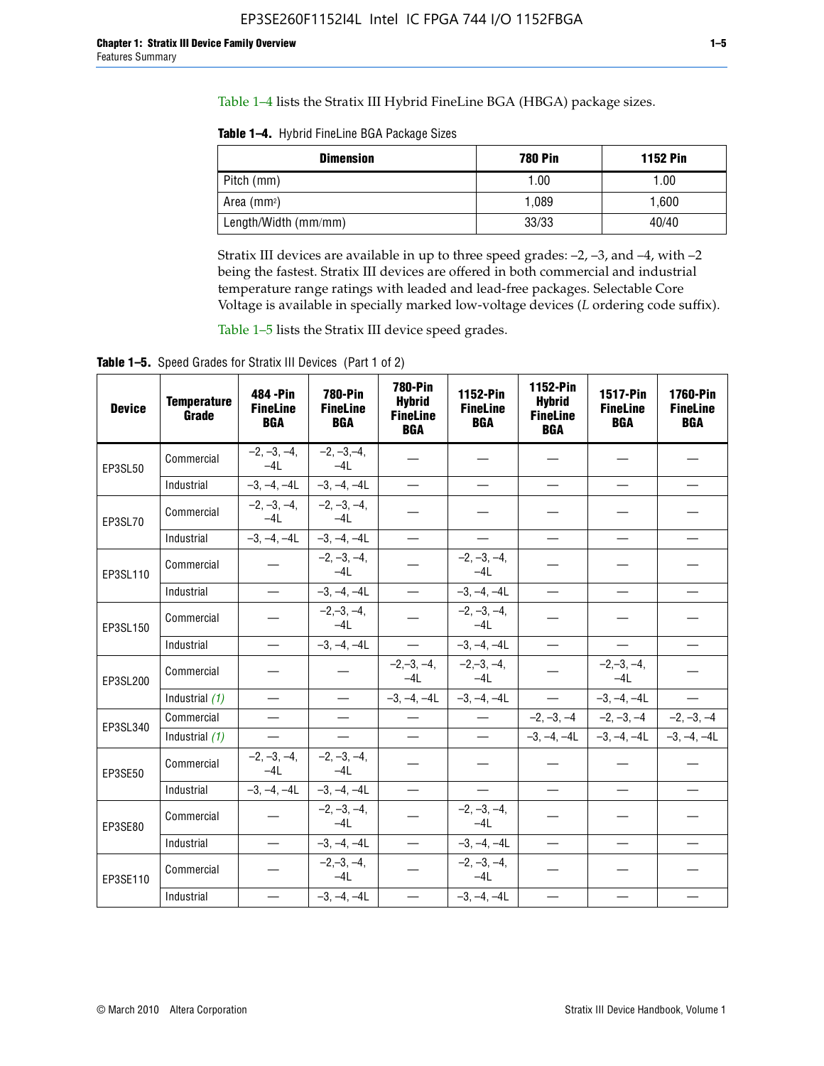Table 1–4 lists the Stratix III Hybrid FineLine BGA (HBGA) package sizes.

**Table 1–4.** Hybrid FineLine BGA Package Sizes

| Dimension | 780 Pin | 1152 Pin |
|---|---|---|
| Pitch (mm) | 1.00 | 1.00 |
| Area (mm²) | 1,089 | 1,600 |
| Length/Width (mm/mm) | 33/33 | 40/40 |

Stratix III devices are available in up to three speed grades: –2, –3, and –4, with –2 being the fastest. Stratix III devices are offered in both commercial and industrial temperature range ratings with leaded and lead-free packages. Selectable Core Voltage is available in specially marked low-voltage devices (*L* ordering code suffix).

Table 1–5 lists the Stratix III device speed grades.

**Table 1–5.** Speed Grades for Stratix III Devices (Part 1 of 2)

| Device | Temperature Grade | 484 -Pin FineLine BGA | 780-Pin FineLine BGA | 780-Pin Hybrid FineLine BGA | 1152-Pin FineLine BGA | 1152-Pin Hybrid FineLine BGA | 1517-Pin FineLine BGA | 1760-Pin FineLine BGA |
|---|---|---|---|---|---|---|---|---|
| EP3SL50 | Commercial | –2, –3, –4, –4L | –2, –3,–4, –4L | — | — | — | — | — |
| | Industrial | –3, –4, –4L | –3, –4, –4L | — | — | — | — | — |
| EP3SL70 | Commercial | –2, –3, –4, –4L | –2, –3, –4, –4L | — | — | — | — | — |
| | Industrial | –3, –4, –4L | –3, –4, –4L | — | — | — | — | — |
| EP3SL110 | Commercial | — | –2, –3, –4, –4L | — | –2, –3, –4, –4L | — | — | — |
| | Industrial | — | –3, –4, –4L | — | –3, –4, –4L | — | — | — |
| EP3SL150 | Commercial | — | –2,–3, –4, –4L | — | –2, –3, –4, –4L | — | — | — |
| | Industrial | — | –3, –4, –4L | — | –3, –4, –4L | — | — | — |
| EP3SL200 | Commercial | — | — | –2,–3, –4, –4L | –2,–3, –4, –4L | — | –2,–3, –4, –4L | — |
| | Industrial *(1)* | — | — | –3, –4, –4L | –3, –4, –4L | — | –3, –4, –4L | — |
| EP3SL340 | Commercial | — | — | — | — | –2, –3, –4 | –2, –3, –4 | –2, –3, –4 |
| | Industrial *(1)* | — | — | — | — | –3, –4, –4L | –3, –4, –4L | –3, –4, –4L |
| EP3SE50 | Commercial | –2, –3, –4, –4L | –2, –3, –4, –4L | — | — | — | — | — |
| | Industrial | –3, –4, –4L | –3, –4, –4L | — | — | — | — | — |
| EP3SE80 | Commercial | — | –2, –3, –4, –4L | — | –2, –3, –4, –4L | — | — | — |
| | Industrial | — | –3, –4, –4L | — | –3, –4, –4L | — | — | — |
| EP3SE110 | Commercial | — | –2,–3, –4, –4L | — | –2, –3, –4, –4L | — | — | — |
| | Industrial | — | –3, –4, –4L | — | –3, –4, –4L | — | — | — |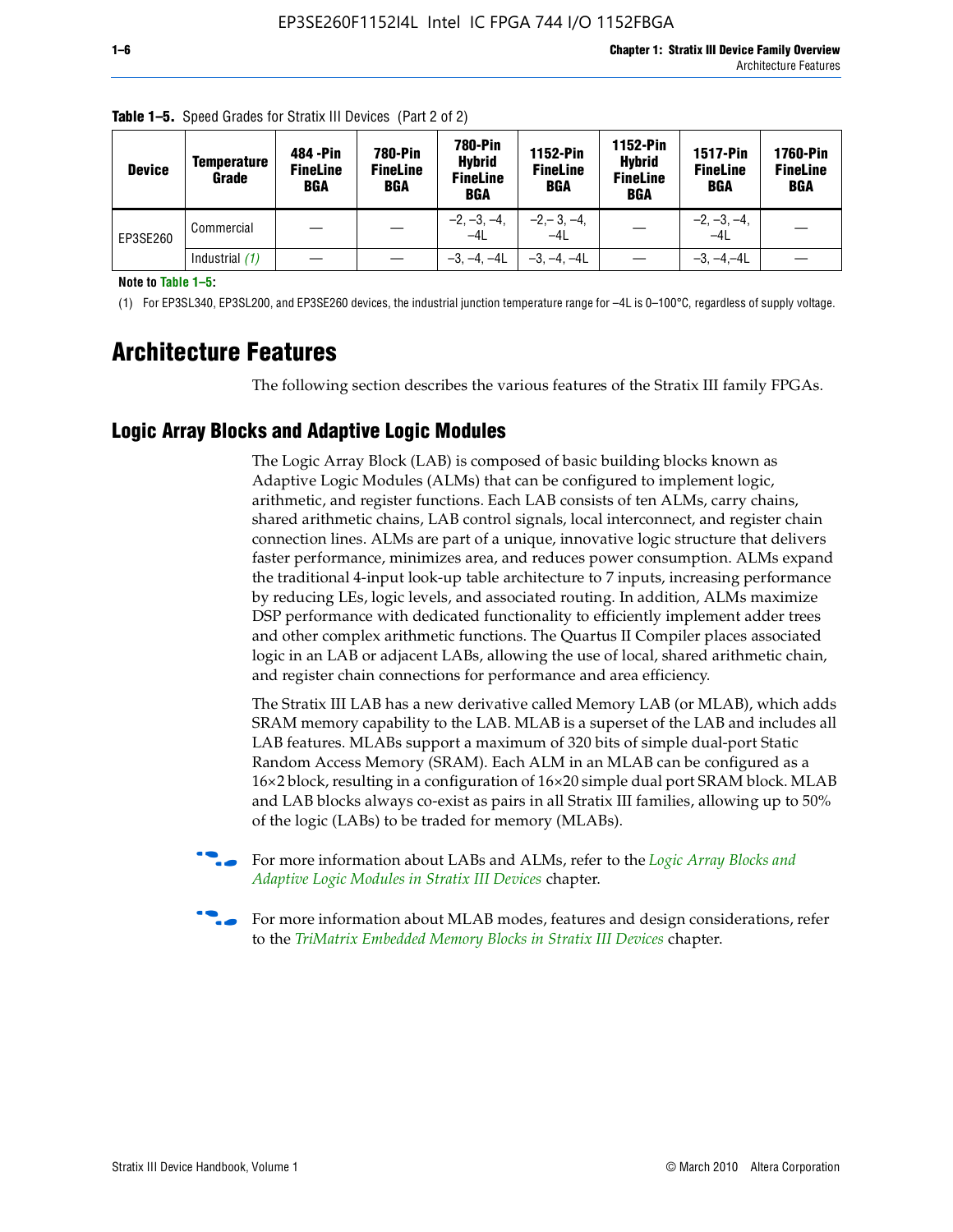**Table 1–5.** Speed Grades for Stratix III Devices (Part 2 of 2)

| Device | Temperature Grade | 484 -Pin FineLine BGA | 780-Pin FineLine BGA | 780-Pin Hybrid FineLine BGA | 1152-Pin FineLine BGA | 1152-Pin Hybrid FineLine BGA | 1517-Pin FineLine BGA | 1760-Pin FineLine BGA |
|---|---|---|---|---|---|---|---|---|
| EP3SE260 | Commercial | — | — | –2, –3, –4, –4L | –2,– 3, –4, –4L | — | –2, –3, –4, –4L | — |
| | Industrial *(1)* | — | — | –3, –4, –4L | –3, –4, –4L | — | –3, –4,–4L | — |

**Note to Table 1–5:**

(1) For EP3SL340, EP3SL200, and EP3SE260 devices, the industrial junction temperature range for –4L is 0–100°C, regardless of supply voltage.

# Architecture Features

The following section describes the various features of the Stratix III family FPGAs.

## Logic Array Blocks and Adaptive Logic Modules

The Logic Array Block (LAB) is composed of basic building blocks known as Adaptive Logic Modules (ALMs) that can be configured to implement logic, arithmetic, and register functions. Each LAB consists of ten ALMs, carry chains, shared arithmetic chains, LAB control signals, local interconnect, and register chain connection lines. ALMs are part of a unique, innovative logic structure that delivers faster performance, minimizes area, and reduces power consumption. ALMs expand the traditional 4-input look-up table architecture to 7 inputs, increasing performance by reducing LEs, logic levels, and associated routing. In addition, ALMs maximize DSP performance with dedicated functionality to efficiently implement adder trees and other complex arithmetic functions. The Quartus II Compiler places associated logic in an LAB or adjacent LABs, allowing the use of local, shared arithmetic chain, and register chain connections for performance and area efficiency.

The Stratix III LAB has a new derivative called Memory LAB (or MLAB), which adds SRAM memory capability to the LAB. MLAB is a superset of the LAB and includes all LAB features. MLABs support a maximum of 320 bits of simple dual-port Static Random Access Memory (SRAM). Each ALM in an MLAB can be configured as a 16×2 block, resulting in a configuration of 16×20 simple dual port SRAM block. MLAB and LAB blocks always co-exist as pairs in all Stratix III families, allowing up to 50% of the logic (LABs) to be traded for memory (MLABs).

For more information about LABs and ALMs, refer to the *Logic Array Blocks and Adaptive Logic Modules in Stratix III Devices* chapter.

For more information about MLAB modes, features and design considerations, refer to the *TriMatrix Embedded Memory Blocks in Stratix III Devices* chapter.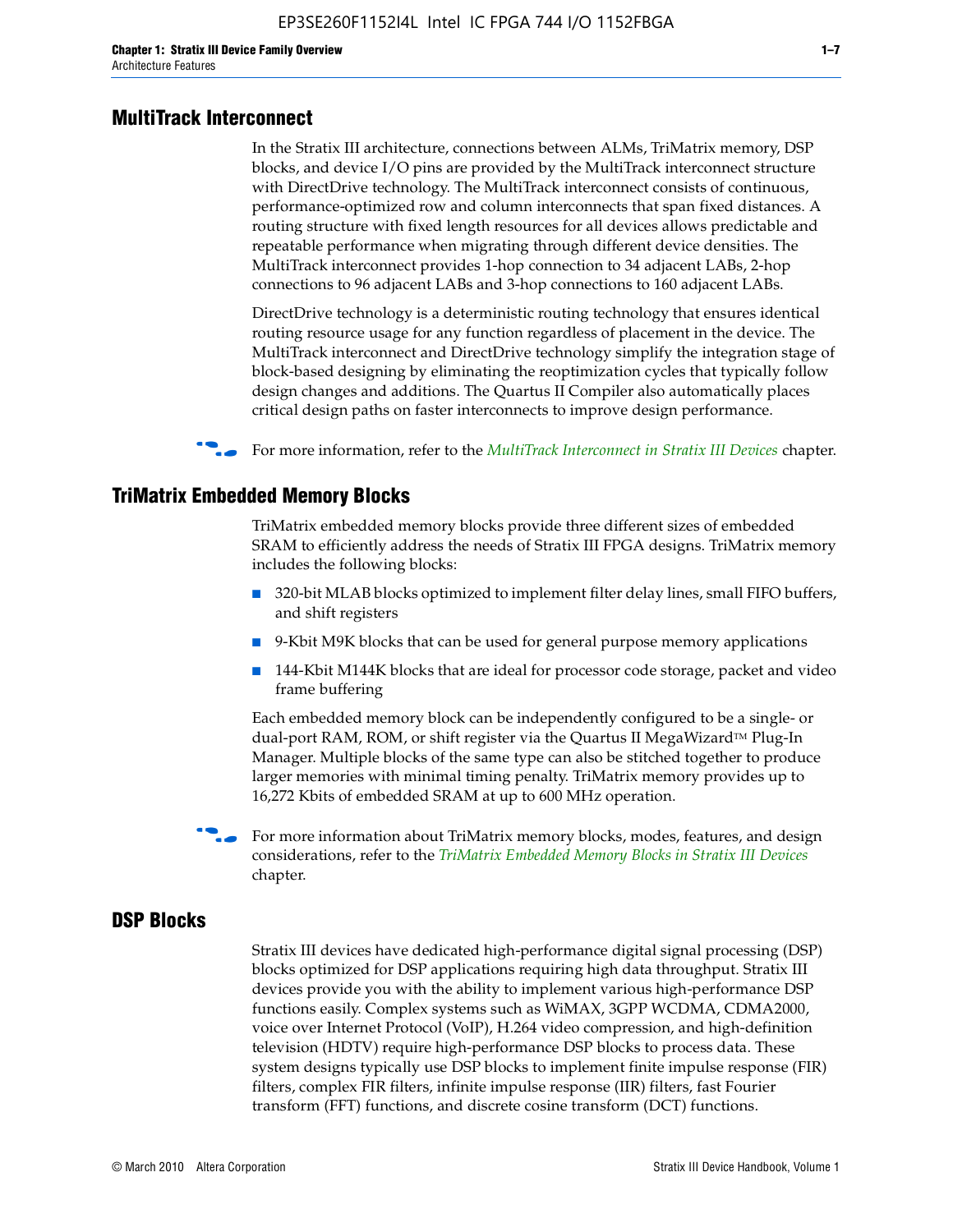## MultiTrack Interconnect

In the Stratix III architecture, connections between ALMs, TriMatrix memory, DSP blocks, and device I/O pins are provided by the MultiTrack interconnect structure with DirectDrive technology. The MultiTrack interconnect consists of continuous, performance-optimized row and column interconnects that span fixed distances. A routing structure with fixed length resources for all devices allows predictable and repeatable performance when migrating through different device densities. The MultiTrack interconnect provides 1-hop connection to 34 adjacent LABs, 2-hop connections to 96 adjacent LABs and 3-hop connections to 160 adjacent LABs.

DirectDrive technology is a deterministic routing technology that ensures identical routing resource usage for any function regardless of placement in the device. The MultiTrack interconnect and DirectDrive technology simplify the integration stage of block-based designing by eliminating the reoptimization cycles that typically follow design changes and additions. The Quartus II Compiler also automatically places critical design paths on faster interconnects to improve design performance.

For more information, refer to the *MultiTrack Interconnect in Stratix III Devices* chapter.

## TriMatrix Embedded Memory Blocks

TriMatrix embedded memory blocks provide three different sizes of embedded SRAM to efficiently address the needs of Stratix III FPGA designs. TriMatrix memory includes the following blocks:

- 320-bit MLAB blocks optimized to implement filter delay lines, small FIFO buffers, and shift registers
- 9-Kbit M9K blocks that can be used for general purpose memory applications
- 144-Kbit M144K blocks that are ideal for processor code storage, packet and video frame buffering

Each embedded memory block can be independently configured to be a single- or dual-port RAM, ROM, or shift register via the Quartus II MegaWizard™ Plug-In Manager. Multiple blocks of the same type can also be stitched together to produce larger memories with minimal timing penalty. TriMatrix memory provides up to 16,272 Kbits of embedded SRAM at up to 600 MHz operation.

For more information about TriMatrix memory blocks, modes, features, and design considerations, refer to the *TriMatrix Embedded Memory Blocks in Stratix III Devices* chapter.

## DSP Blocks

Stratix III devices have dedicated high-performance digital signal processing (DSP) blocks optimized for DSP applications requiring high data throughput. Stratix III devices provide you with the ability to implement various high-performance DSP functions easily. Complex systems such as WiMAX, 3GPP WCDMA, CDMA2000, voice over Internet Protocol (VoIP), H.264 video compression, and high-definition television (HDTV) require high-performance DSP blocks to process data. These system designs typically use DSP blocks to implement finite impulse response (FIR) filters, complex FIR filters, infinite impulse response (IIR) filters, fast Fourier transform (FFT) functions, and discrete cosine transform (DCT) functions.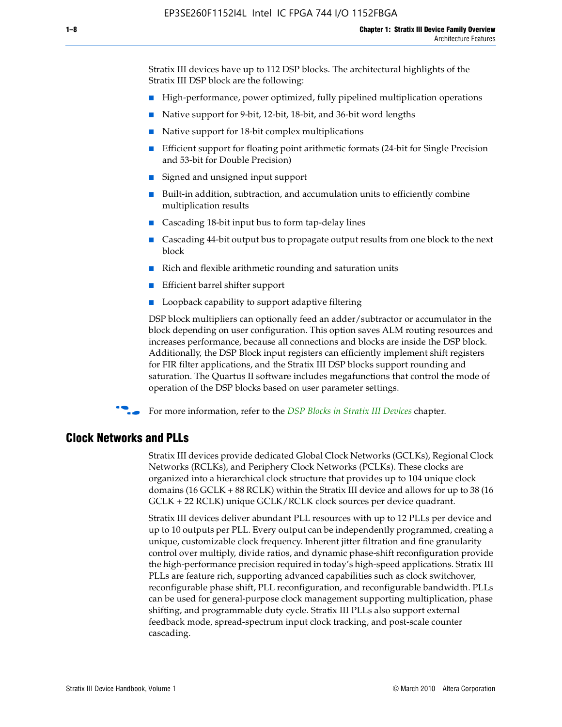Stratix III devices have up to 112 DSP blocks. The architectural highlights of the Stratix III DSP block are the following:

- High-performance, power optimized, fully pipelined multiplication operations
- Native support for 9-bit, 12-bit, 18-bit, and 36-bit word lengths
- Native support for 18-bit complex multiplications
- Efficient support for floating point arithmetic formats (24-bit for Single Precision and 53-bit for Double Precision)
- Signed and unsigned input support
- Built-in addition, subtraction, and accumulation units to efficiently combine multiplication results
- Cascading 18-bit input bus to form tap-delay lines
- Cascading 44-bit output bus to propagate output results from one block to the next block
- Rich and flexible arithmetic rounding and saturation units
- Efficient barrel shifter support
- Loopback capability to support adaptive filtering

DSP block multipliers can optionally feed an adder/subtractor or accumulator in the block depending on user configuration. This option saves ALM routing resources and increases performance, because all connections and blocks are inside the DSP block. Additionally, the DSP Block input registers can efficiently implement shift registers for FIR filter applications, and the Stratix III DSP blocks support rounding and saturation. The Quartus II software includes megafunctions that control the mode of operation of the DSP blocks based on user parameter settings.

For more information, refer to the *DSP Blocks in Stratix III Devices* chapter.

## Clock Networks and PLLs

Stratix III devices provide dedicated Global Clock Networks (GCLKs), Regional Clock Networks (RCLKs), and Periphery Clock Networks (PCLKs). These clocks are organized into a hierarchical clock structure that provides up to 104 unique clock domains (16 GCLK + 88 RCLK) within the Stratix III device and allows for up to 38 (16 GCLK + 22 RCLK) unique GCLK/RCLK clock sources per device quadrant.

Stratix III devices deliver abundant PLL resources with up to 12 PLLs per device and up to 10 outputs per PLL. Every output can be independently programmed, creating a unique, customizable clock frequency. Inherent jitter filtration and fine granularity control over multiply, divide ratios, and dynamic phase-shift reconfiguration provide the high-performance precision required in today's high-speed applications. Stratix III PLLs are feature rich, supporting advanced capabilities such as clock switchover, reconfigurable phase shift, PLL reconfiguration, and reconfigurable bandwidth. PLLs can be used for general-purpose clock management supporting multiplication, phase shifting, and programmable duty cycle. Stratix III PLLs also support external feedback mode, spread-spectrum input clock tracking, and post-scale counter cascading.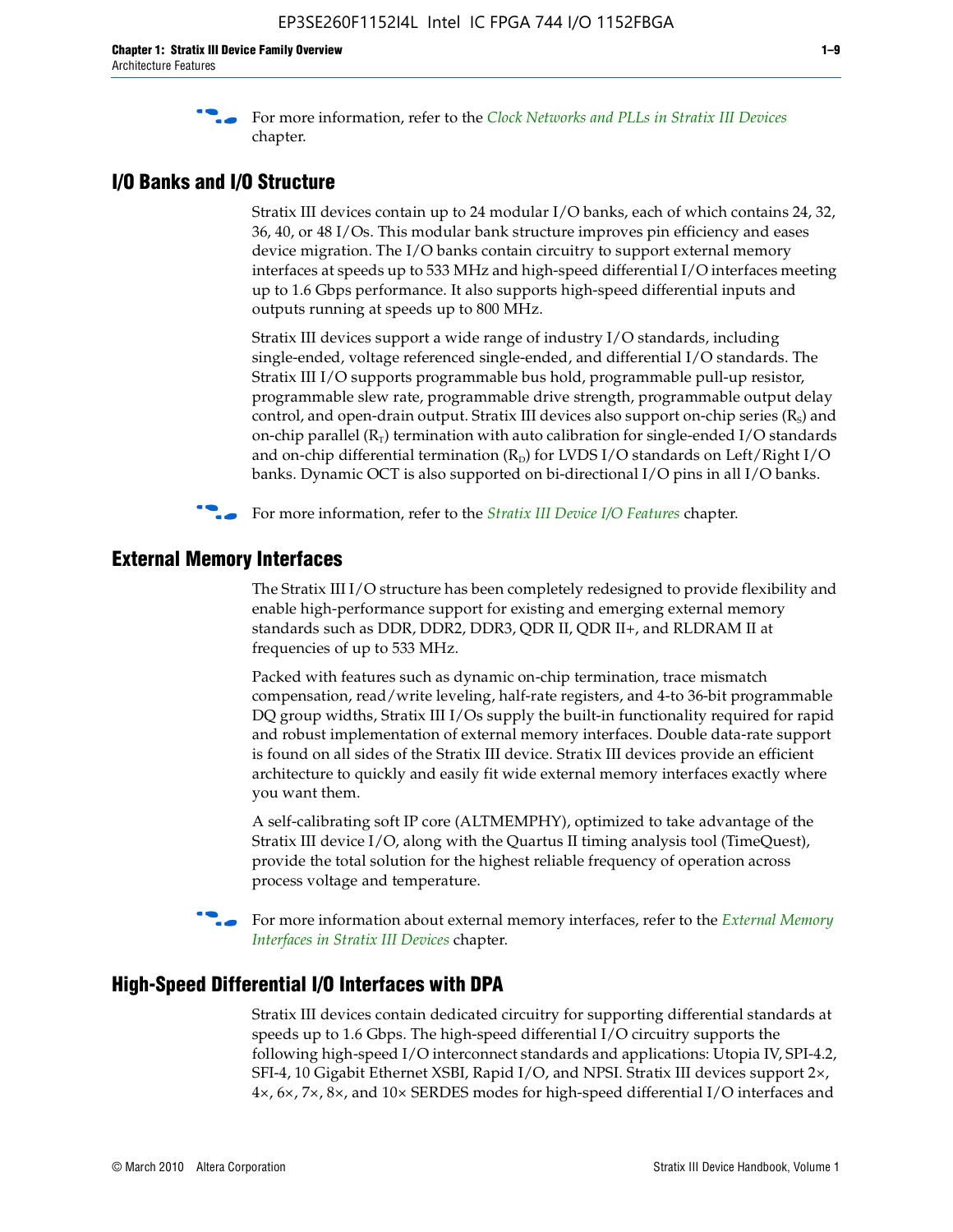For more information, refer to the *Clock Networks and PLLs in Stratix III Devices* chapter.

## I/O Banks and I/O Structure

Stratix III devices contain up to 24 modular I/O banks, each of which contains 24, 32, 36, 40, or 48 I/Os. This modular bank structure improves pin efficiency and eases device migration. The I/O banks contain circuitry to support external memory interfaces at speeds up to 533 MHz and high-speed differential I/O interfaces meeting up to 1.6 Gbps performance. It also supports high-speed differential inputs and outputs running at speeds up to 800 MHz.

Stratix III devices support a wide range of industry I/O standards, including single-ended, voltage referenced single-ended, and differential I/O standards. The Stratix III I/O supports programmable bus hold, programmable pull-up resistor, programmable slew rate, programmable drive strength, programmable output delay control, and open-drain output. Stratix III devices also support on-chip series ($R_S$) and on-chip parallel ($R_T$) termination with auto calibration for single-ended I/O standards and on-chip differential termination ($R_D$) for LVDS I/O standards on Left/Right I/O banks. Dynamic OCT is also supported on bi-directional I/O pins in all I/O banks.

For more information, refer to the *Stratix III Device I/O Features* chapter.

## External Memory Interfaces

The Stratix III I/O structure has been completely redesigned to provide flexibility and enable high-performance support for existing and emerging external memory standards such as DDR, DDR2, DDR3, QDR II, QDR II+, and RLDRAM II at frequencies of up to 533 MHz.

Packed with features such as dynamic on-chip termination, trace mismatch compensation, read/write leveling, half-rate registers, and 4-to 36-bit programmable DQ group widths, Stratix III I/Os supply the built-in functionality required for rapid and robust implementation of external memory interfaces. Double data-rate support is found on all sides of the Stratix III device. Stratix III devices provide an efficient architecture to quickly and easily fit wide external memory interfaces exactly where you want them.

A self-calibrating soft IP core (ALTMEMPHY), optimized to take advantage of the Stratix III device I/O, along with the Quartus II timing analysis tool (TimeQuest), provide the total solution for the highest reliable frequency of operation across process voltage and temperature.

For more information about external memory interfaces, refer to the *External Memory Interfaces in Stratix III Devices* chapter.

## High-Speed Differential I/O Interfaces with DPA

Stratix III devices contain dedicated circuitry for supporting differential standards at speeds up to 1.6 Gbps. The high-speed differential I/O circuitry supports the following high-speed I/O interconnect standards and applications: Utopia IV, SPI-4.2, SFI-4, 10 Gigabit Ethernet XSBI, Rapid I/O, and NPSI. Stratix III devices support 2×, 4×, 6×, 7×, 8×, and 10× SERDES modes for high-speed differential I/O interfaces and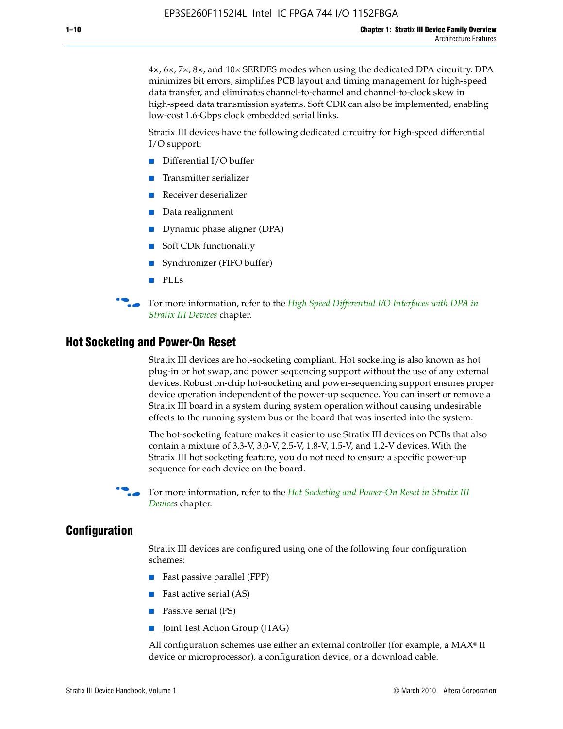4×, 6×, 7×, 8×, and 10× SERDES modes when using the dedicated DPA circuitry. DPA minimizes bit errors, simplifies PCB layout and timing management for high-speed data transfer, and eliminates channel-to-channel and channel-to-clock skew in high-speed data transmission systems. Soft CDR can also be implemented, enabling low-cost 1.6-Gbps clock embedded serial links.

Stratix III devices have the following dedicated circuitry for high-speed differential I/O support:

- Differential I/O buffer
- Transmitter serializer
- Receiver deserializer
- Data realignment
- Dynamic phase aligner (DPA)
- Soft CDR functionality
- Synchronizer (FIFO buffer)
- PLLs

For more information, refer to the *High Speed Differential I/O Interfaces with DPA in Stratix III Devices* chapter.

## Hot Socketing and Power-On Reset

Stratix III devices are hot-socketing compliant. Hot socketing is also known as hot plug-in or hot swap, and power sequencing support without the use of any external devices. Robust on-chip hot-socketing and power-sequencing support ensures proper device operation independent of the power-up sequence. You can insert or remove a Stratix III board in a system during system operation without causing undesirable effects to the running system bus or the board that was inserted into the system.

The hot-socketing feature makes it easier to use Stratix III devices on PCBs that also contain a mixture of 3.3-V, 3.0-V, 2.5-V, 1.8-V, 1.5-V, and 1.2-V devices. With the Stratix III hot socketing feature, you do not need to ensure a specific power-up sequence for each device on the board.

For more information, refer to the *Hot Socketing and Power-On Reset in Stratix III Devices* chapter.

## Configuration

Stratix III devices are configured using one of the following four configuration schemes:

- Fast passive parallel (FPP)
- Fast active serial (AS)
- Passive serial (PS)
- Joint Test Action Group (JTAG)

All configuration schemes use either an external controller (for example, a MAX® II device or microprocessor), a configuration device, or a download cable.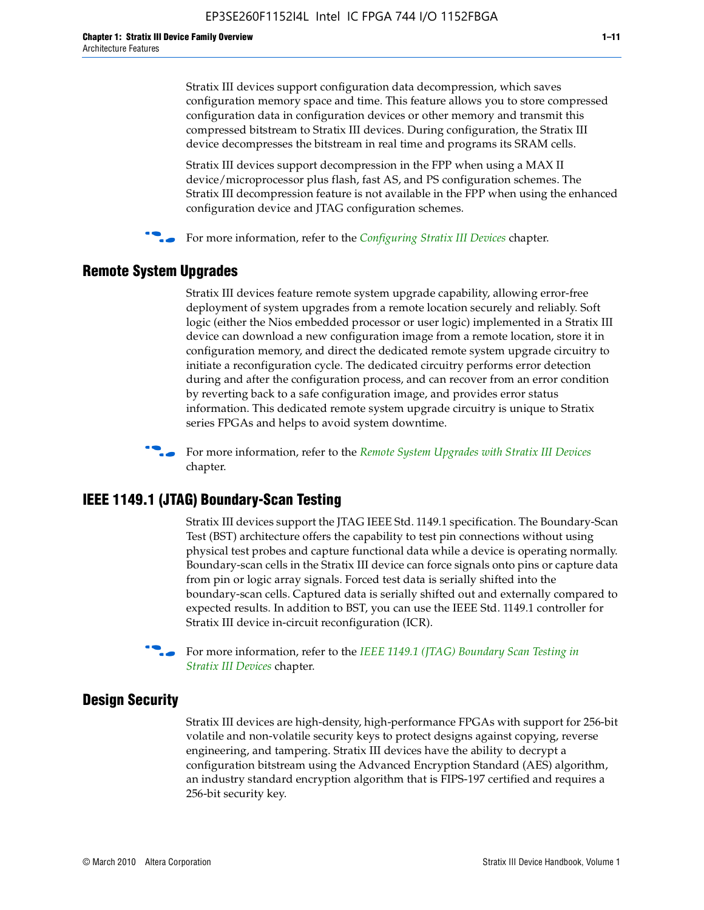Stratix III devices support configuration data decompression, which saves configuration memory space and time. This feature allows you to store compressed configuration data in configuration devices or other memory and transmit this compressed bitstream to Stratix III devices. During configuration, the Stratix III device decompresses the bitstream in real time and programs its SRAM cells.

Stratix III devices support decompression in the FPP when using a MAX II device/microprocessor plus flash, fast AS, and PS configuration schemes. The Stratix III decompression feature is not available in the FPP when using the enhanced configuration device and JTAG configuration schemes.

For more information, refer to the *Configuring Stratix III Devices* chapter.

## Remote System Upgrades

Stratix III devices feature remote system upgrade capability, allowing error-free deployment of system upgrades from a remote location securely and reliably. Soft logic (either the Nios embedded processor or user logic) implemented in a Stratix III device can download a new configuration image from a remote location, store it in configuration memory, and direct the dedicated remote system upgrade circuitry to initiate a reconfiguration cycle. The dedicated circuitry performs error detection during and after the configuration process, and can recover from an error condition by reverting back to a safe configuration image, and provides error status information. This dedicated remote system upgrade circuitry is unique to Stratix series FPGAs and helps to avoid system downtime.

For more information, refer to the *Remote System Upgrades with Stratix III Devices* chapter.

## IEEE 1149.1 (JTAG) Boundary-Scan Testing

Stratix III devices support the JTAG IEEE Std. 1149.1 specification. The Boundary-Scan Test (BST) architecture offers the capability to test pin connections without using physical test probes and capture functional data while a device is operating normally. Boundary-scan cells in the Stratix III device can force signals onto pins or capture data from pin or logic array signals. Forced test data is serially shifted into the boundary-scan cells. Captured data is serially shifted out and externally compared to expected results. In addition to BST, you can use the IEEE Std. 1149.1 controller for Stratix III device in-circuit reconfiguration (ICR).

For more information, refer to the *IEEE 1149.1 (JTAG) Boundary Scan Testing in Stratix III Devices* chapter.

## Design Security

Stratix III devices are high-density, high-performance FPGAs with support for 256-bit volatile and non-volatile security keys to protect designs against copying, reverse engineering, and tampering. Stratix III devices have the ability to decrypt a configuration bitstream using the Advanced Encryption Standard (AES) algorithm, an industry standard encryption algorithm that is FIPS-197 certified and requires a 256-bit security key.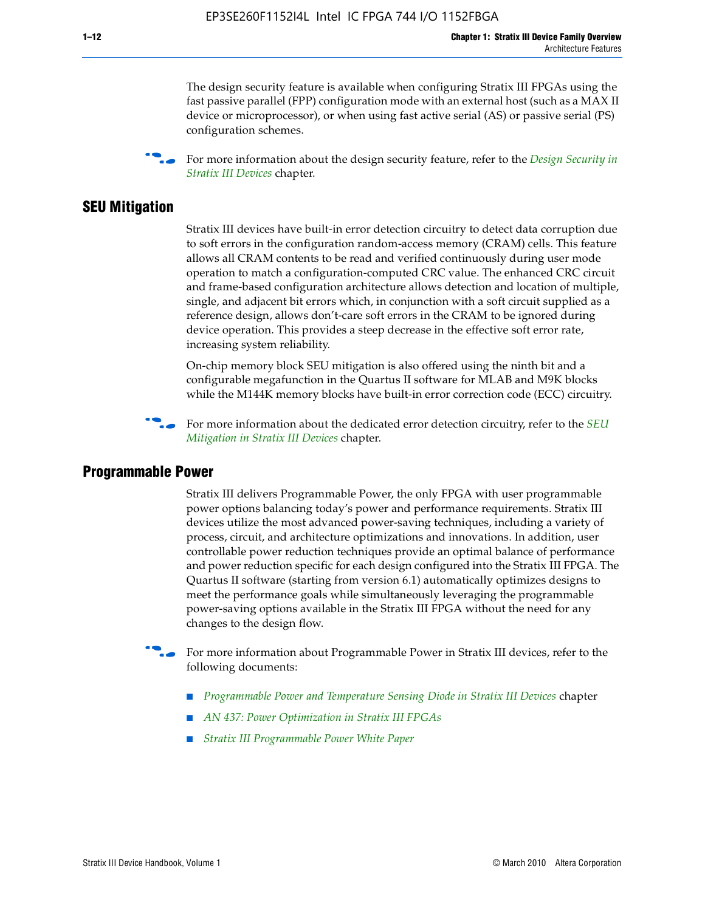The design security feature is available when configuring Stratix III FPGAs using the fast passive parallel (FPP) configuration mode with an external host (such as a MAX II device or microprocessor), or when using fast active serial (AS) or passive serial (PS) configuration schemes.

For more information about the design security feature, refer to the *Design Security in Stratix III Devices* chapter.

## SEU Mitigation

Stratix III devices have built-in error detection circuitry to detect data corruption due to soft errors in the configuration random-access memory (CRAM) cells. This feature allows all CRAM contents to be read and verified continuously during user mode operation to match a configuration-computed CRC value. The enhanced CRC circuit and frame-based configuration architecture allows detection and location of multiple, single, and adjacent bit errors which, in conjunction with a soft circuit supplied as a reference design, allows don't-care soft errors in the CRAM to be ignored during device operation. This provides a steep decrease in the effective soft error rate, increasing system reliability.

On-chip memory block SEU mitigation is also offered using the ninth bit and a configurable megafunction in the Quartus II software for MLAB and M9K blocks while the M144K memory blocks have built-in error correction code (ECC) circuitry.

For more information about the dedicated error detection circuitry, refer to the *SEU Mitigation in Stratix III Devices* chapter.

## Programmable Power

Stratix III delivers Programmable Power, the only FPGA with user programmable power options balancing today's power and performance requirements. Stratix III devices utilize the most advanced power-saving techniques, including a variety of process, circuit, and architecture optimizations and innovations. In addition, user controllable power reduction techniques provide an optimal balance of performance and power reduction specific for each design configured into the Stratix III FPGA. The Quartus II software (starting from version 6.1) automatically optimizes designs to meet the performance goals while simultaneously leveraging the programmable power-saving options available in the Stratix III FPGA without the need for any changes to the design flow.

For more information about Programmable Power in Stratix III devices, refer to the following documents:

- *Programmable Power and Temperature Sensing Diode in Stratix III Devices* chapter
- *AN 437: Power Optimization in Stratix III FPGAs*
- *Stratix III Programmable Power White Paper*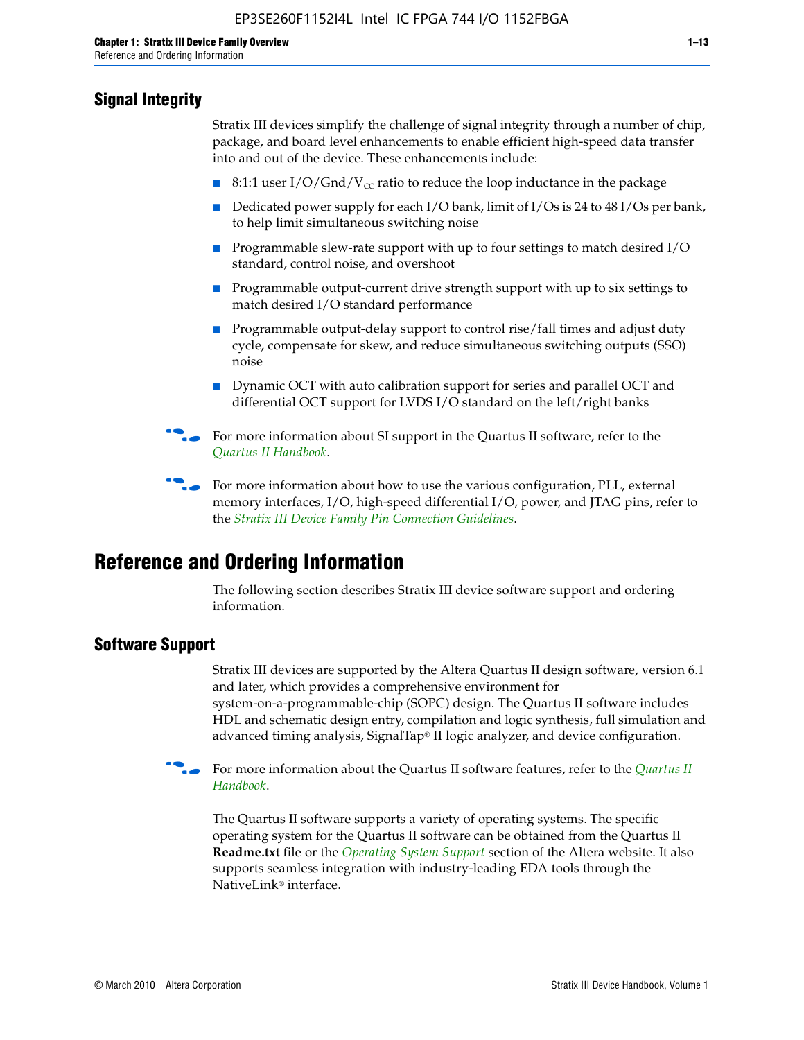## Signal Integrity

Stratix III devices simplify the challenge of signal integrity through a number of chip, package, and board level enhancements to enable efficient high-speed data transfer into and out of the device. These enhancements include:

- 8:1:1 user I/O/Gnd/$V_{CC}$ ratio to reduce the loop inductance in the package
- Dedicated power supply for each I/O bank, limit of I/Os is 24 to 48 I/Os per bank, to help limit simultaneous switching noise
- Programmable slew-rate support with up to four settings to match desired I/O standard, control noise, and overshoot
- Programmable output-current drive strength support with up to six settings to match desired I/O standard performance
- Programmable output-delay support to control rise/fall times and adjust duty cycle, compensate for skew, and reduce simultaneous switching outputs (SSO) noise
- Dynamic OCT with auto calibration support for series and parallel OCT and differential OCT support for LVDS I/O standard on the left/right banks

For more information about SI support in the Quartus II software, refer to the *Quartus II Handbook*.

For more information about how to use the various configuration, PLL, external memory interfaces, I/O, high-speed differential I/O, power, and JTAG pins, refer to the *Stratix III Device Family Pin Connection Guidelines*.

# Reference and Ordering Information

The following section describes Stratix III device software support and ordering information.

## Software Support

Stratix III devices are supported by the Altera Quartus II design software, version 6.1 and later, which provides a comprehensive environment for system-on-a-programmable-chip (SOPC) design. The Quartus II software includes HDL and schematic design entry, compilation and logic synthesis, full simulation and advanced timing analysis, SignalTap® II logic analyzer, and device configuration.

For more information about the Quartus II software features, refer to the *Quartus II Handbook*.

The Quartus II software supports a variety of operating systems. The specific operating system for the Quartus II software can be obtained from the Quartus II **Readme.txt** file or the *Operating System Support* section of the Altera website. It also supports seamless integration with industry-leading EDA tools through the NativeLink® interface.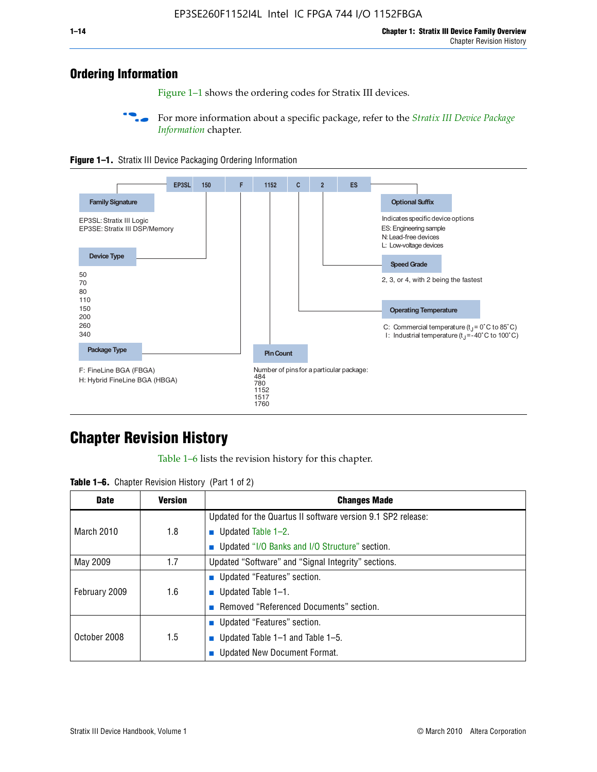## Ordering Information

Figure 1–1 shows the ordering codes for Stratix III devices.

For more information about a specific package, refer to the *Stratix III Device Package Information* chapter.

**Figure 1–1.** Stratix III Device Packaging Ordering Information

EP3SL 150 F 1152 C 2 ES

Family Signature
EP3SL: Stratix III Logic
EP3SE: Stratix III DSP/Memory

Device Type
50
70
80
110
150
200
260
340

Package Type
F: FineLine BGA (FBGA)
H: Hybrid FineLine BGA (HBGA)

Pin Count
Number of pins for a particular package:
484
780
1152
1517
1760

Optional Suffix
Indicates specific device options
ES: Engineering sample
N: Lead-free devices
L: Low-voltage devices

Speed Grade
2, 3, or 4, with 2 being the fastest

Operating Temperature
C: Commercial temperature ($t_J$ = 0°C to 85°C)
I: Industrial temperature ($t_J$ = -40°C to 100°C)

## Chapter Revision History

Table 1–6 lists the revision history for this chapter.

**Table 1–6.** Chapter Revision History (Part 1 of 2)

| Date | Version | Changes Made |
|---|---|---|
| March 2010 | 1.8 | Updated for the Quartus II software version 9.1 SP2 release:<br>■ Updated Table 1–2.<br>■ Updated "I/O Banks and I/O Structure" section. |
| May 2009 | 1.7 | Updated "Software" and "Signal Integrity" sections. |
| February 2009 | 1.6 | ■ Updated "Features" section.<br>■ Updated Table 1–1.<br>■ Removed "Referenced Documents" section. |
| October 2008 | 1.5 | ■ Updated "Features" section.<br>■ Updated Table 1–1 and Table 1–5.<br>■ Updated New Document Format. |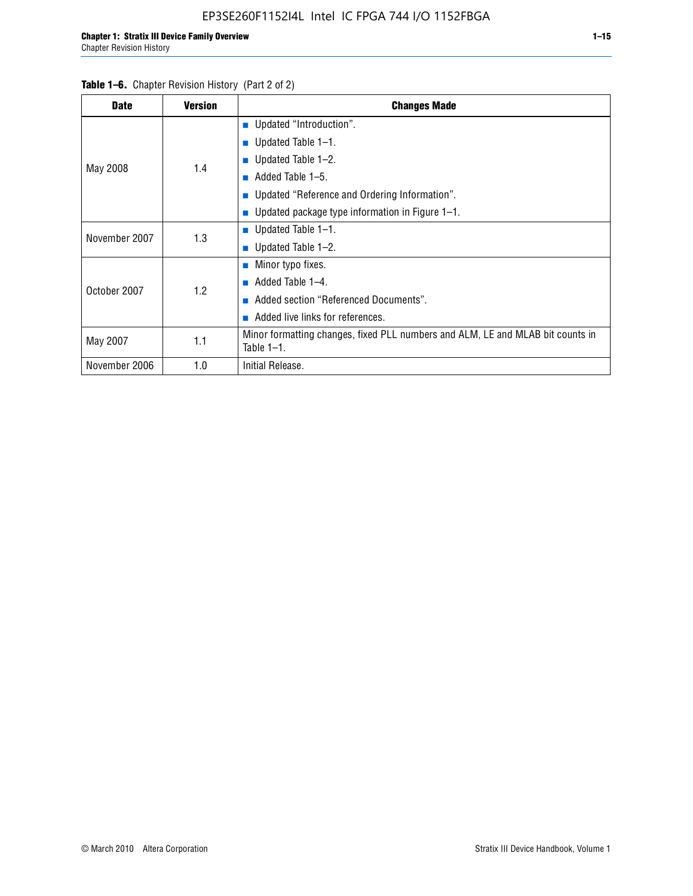**Table 1–6.** Chapter Revision History (Part 2 of 2)

| Date | Version | Changes Made |
|---|---|---|
| May 2008 | 1.4 | ■ Updated "Introduction". ■ Updated Table 1–1. ■ Updated Table 1–2. ■ Added Table 1–5. ■ Updated "Reference and Ordering Information". ■ Updated package type information in Figure 1–1. |
| November 2007 | 1.3 | ■ Updated Table 1–1. ■ Updated Table 1–2. |
| October 2007 | 1.2 | ■ Minor typo fixes. ■ Added Table 1–4. ■ Added section "Referenced Documents". ■ Added live links for references. |
| May 2007 | 1.1 | Minor formatting changes, fixed PLL numbers and ALM, LE and MLAB bit counts in Table 1–1. |
| November 2006 | 1.0 | Initial Release. |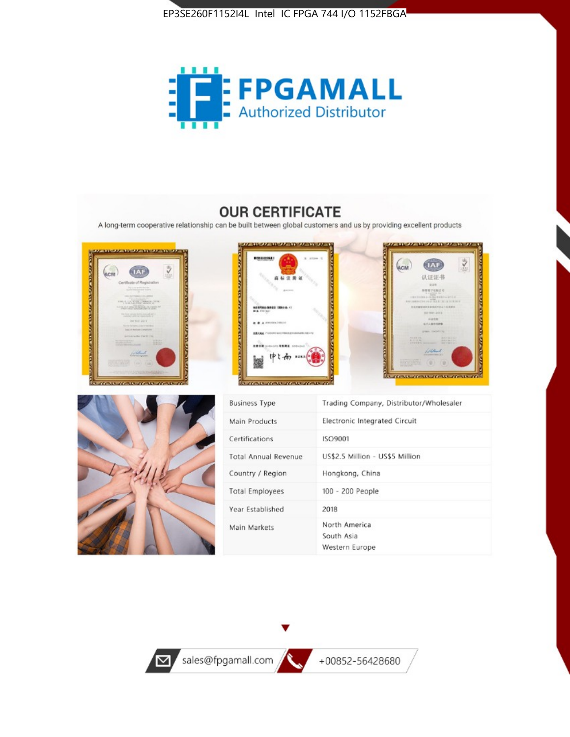FPGAMALL
Authorized Distributor

## OUR CERTIFICATE

A long-term cooperative relationship can be built between global customers and us by providing excellent products

| | |
|---|---|
| Business Type | Trading Company, Distributor/Wholesaler |
| Main Products | Electronic Integrated Circuit |
| Certifications | ISO9001 |
| Total Annual Revenue | US$2.5 Million - US$5 Million |
| Country / Region | Hongkong, China |
| Total Employees | 100 - 200 People |
| Year Established | 2018 |
| Main Markets | North America<br>South Asia<br>Western Europe |

sales@fpgamall.com

+00852-56428680